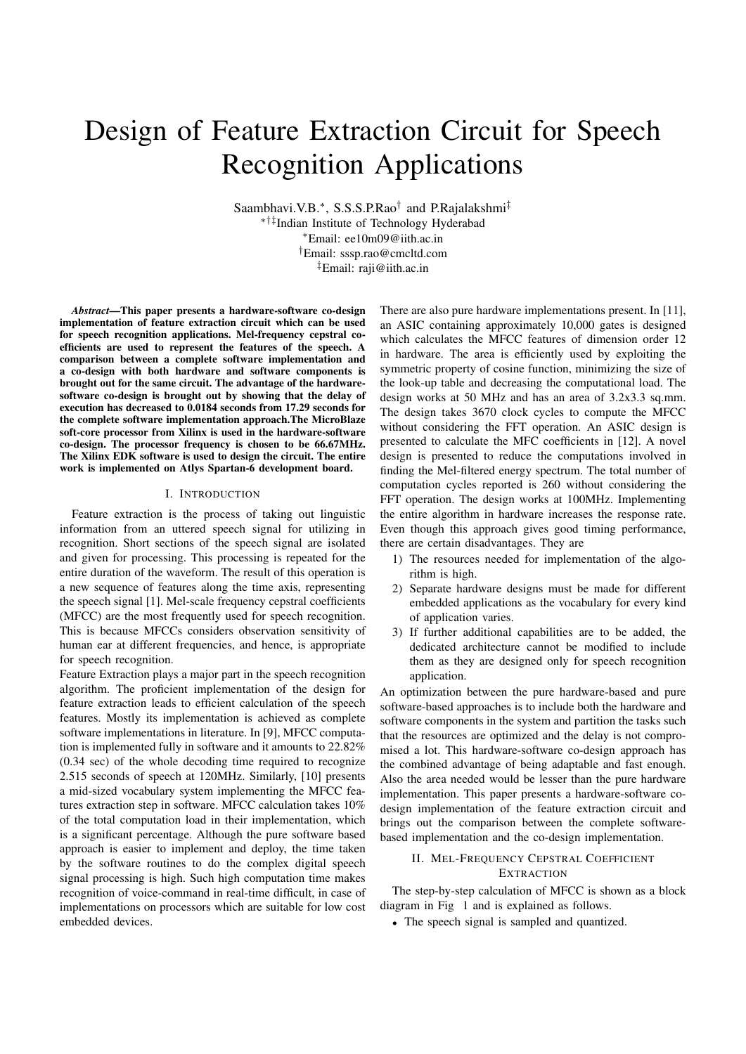# Design of Feature Extraction Circuit for Speech Recognition Applications

Saambhavi.V.B.*, S.S.S.P.Rao† and P.Rajalakshmi‡

*†‡Indian Institute of Technology Hyderabad

*Email: ee10m09@iith.ac.in

†Email: sssp.rao@cmcltd.com

‡Email: raji@iith.ac.in

***Abstract*—This paper presents a hardware-software co-design implementation of feature extraction circuit which can be used for speech recognition applications. Mel-frequency cepstral coefficients are used to represent the features of the speech. A comparison between a complete software implementation and a co-design with both hardware and software components is brought out for the same circuit. The advantage of the hardware-software co-design is brought out by showing that the delay of execution has decreased to 0.0184 seconds from 17.29 seconds for the complete software implementation approach.The MicroBlaze soft-core processor from Xilinx is used in the hardware-software co-design. The processor frequency is chosen to be 66.67MHz. The Xilinx EDK software is used to design the circuit. The entire work is implemented on Atlys Spartan-6 development board.**

## I. Introduction

Feature extraction is the process of taking out linguistic information from an uttered speech signal for utilizing in recognition. Short sections of the speech signal are isolated and given for processing. This processing is repeated for the entire duration of the waveform. The result of this operation is a new sequence of features along the time axis, representing the speech signal [1]. Mel-scale frequency cepstral coefficients (MFCC) are the most frequently used for speech recognition. This is because MFCCs considers observation sensitivity of human ear at different frequencies, and hence, is appropriate for speech recognition.

Feature Extraction plays a major part in the speech recognition algorithm. The proficient implementation of the design for feature extraction leads to efficient calculation of the speech features. Mostly its implementation is achieved as complete software implementations in literature. In [9], MFCC computation is implemented fully in software and it amounts to 22.82% (0.34 sec) of the whole decoding time required to recognize 2.515 seconds of speech at 120MHz. Similarly, [10] presents a mid-sized vocabulary system implementing the MFCC features extraction step in software. MFCC calculation takes 10% of the total computation load in their implementation, which is a significant percentage. Although the pure software based approach is easier to implement and deploy, the time taken by the software routines to do the complex digital speech signal processing is high. Such high computation time makes recognition of voice-command in real-time difficult, in case of implementations on processors which are suitable for low cost embedded devices.

There are also pure hardware implementations present. In [11], an ASIC containing approximately 10,000 gates is designed which calculates the MFCC features of dimension order 12 in hardware. The area is efficiently used by exploiting the symmetric property of cosine function, minimizing the size of the look-up table and decreasing the computational load. The design works at 50 MHz and has an area of 3.2x3.3 sq.mm. The design takes 3670 clock cycles to compute the MFCC without considering the FFT operation. An ASIC design is presented to calculate the MFC coefficients in [12]. A novel design is presented to reduce the computations involved in finding the Mel-filtered energy spectrum. The total number of computation cycles reported is 260 without considering the FFT operation. The design works at 100MHz. Implementing the entire algorithm in hardware increases the response rate. Even though this approach gives good timing performance, there are certain disadvantages. They are

1) The resources needed for implementation of the algorithm is high.
2) Separate hardware designs must be made for different embedded applications as the vocabulary for every kind of application varies.
3) If further additional capabilities are to be added, the dedicated architecture cannot be modified to include them as they are designed only for speech recognition application.

An optimization between the pure hardware-based and pure software-based approaches is to include both the hardware and software components in the system and partition the tasks such that the resources are optimized and the delay is not compromised a lot. This hardware-software co-design approach has the combined advantage of being adaptable and fast enough. Also the area needed would be lesser than the pure hardware implementation. This paper presents a hardware-software co-design implementation of the feature extraction circuit and brings out the comparison between the complete software-based implementation and the co-design implementation.

## II. Mel-Frequency Cepstral Coefficient Extraction

The step-by-step calculation of MFCC is shown as a block diagram in Fig 1 and is explained as follows.

- The speech signal is sampled and quantized.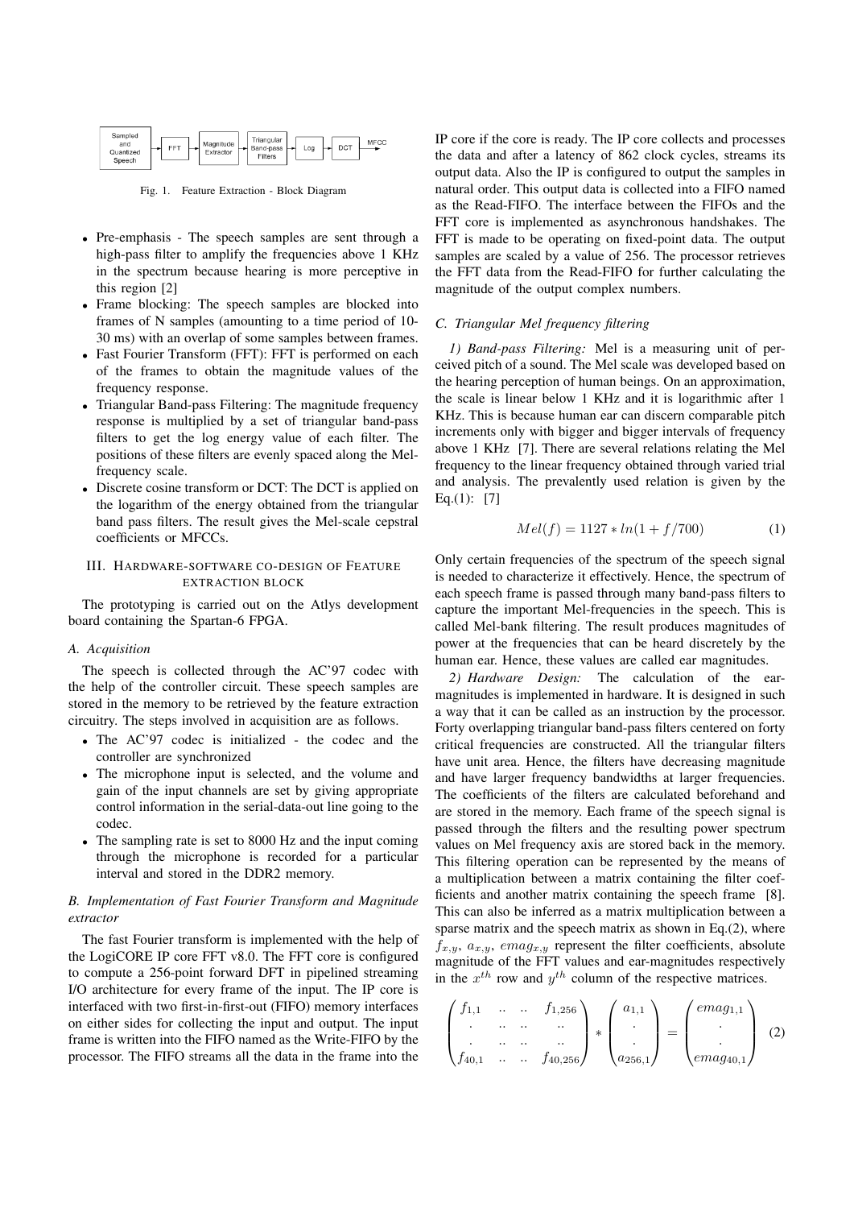Sampled and Quantized Speech → FFT → Magnitude Extractor → Triangular Band-pass Filters → Log → DCT → MFCC

Fig. 1. Feature Extraction - Block Diagram

- Pre-emphasis - The speech samples are sent through a high-pass filter to amplify the frequencies above 1 KHz in the spectrum because hearing is more perceptive in this region [2]
- Frame blocking: The speech samples are blocked into frames of N samples (amounting to a time period of 10-30 ms) with an overlap of some samples between frames.
- Fast Fourier Transform (FFT): FFT is performed on each of the frames to obtain the magnitude values of the frequency response.
- Triangular Band-pass Filtering: The magnitude frequency response is multiplied by a set of triangular band-pass filters to get the log energy value of each filter. The positions of these filters are evenly spaced along the Mel-frequency scale.
- Discrete cosine transform or DCT: The DCT is applied on the logarithm of the energy obtained from the triangular band pass filters. The result gives the Mel-scale cepstral coefficients or MFCCs.

## III. Hardware-software co-design of Feature extraction block

The prototyping is carried out on the Atlys development board containing the Spartan-6 FPGA.

### A. Acquisition

The speech is collected through the AC'97 codec with the help of the controller circuit. These speech samples are stored in the memory to be retrieved by the feature extraction circuitry. The steps involved in acquisition are as follows.

- The AC'97 codec is initialized - the codec and the controller are synchronized
- The microphone input is selected, and the volume and gain of the input channels are set by giving appropriate control information in the serial-data-out line going to the codec.
- The sampling rate is set to 8000 Hz and the input coming through the microphone is recorded for a particular interval and stored in the DDR2 memory.

### B. Implementation of Fast Fourier Transform and Magnitude extractor

The fast Fourier transform is implemented with the help of the LogiCORE IP core FFT v8.0. The FFT core is configured to compute a 256-point forward DFT in pipelined streaming I/O architecture for every frame of the input. The IP core is interfaced with two first-in-first-out (FIFO) memory interfaces on either sides for collecting the input and output. The input frame is written into the FIFO named as the Write-FIFO by the processor. The FIFO streams all the data in the frame into the IP core if the core is ready. The IP core collects and processes the data and after a latency of 862 clock cycles, streams its output data. Also the IP is configured to output the samples in natural order. This output data is collected into a FIFO named as the Read-FIFO. The interface between the FIFOs and the FFT core is implemented as asynchronous handshakes. The FFT is made to be operating on fixed-point data. The output samples are scaled by a value of 256. The processor retrieves the FFT data from the Read-FIFO for further calculating the magnitude of the output complex numbers.

### C. Triangular Mel frequency filtering

*1) Band-pass Filtering:* Mel is a measuring unit of perceived pitch of a sound. The Mel scale was developed based on the hearing perception of human beings. On an approximation, the scale is linear below 1 KHz and it is logarithmic after 1 KHz. This is because human ear can discern comparable pitch increments only with bigger and bigger intervals of frequency above 1 KHz [7]. There are several relations relating the Mel frequency to the linear frequency obtained through varied trial and analysis. The prevalently used relation is given by the Eq.(1): [7]

$$Mel(f) = 1127 * ln(1 + f/700) \tag{1}$$

Only certain frequencies of the spectrum of the speech signal is needed to characterize it effectively. Hence, the spectrum of each speech frame is passed through many band-pass filters to capture the important Mel-frequencies in the speech. This is called Mel-bank filtering. The result produces magnitudes of power at the frequencies that can be heard discretely by the human ear. Hence, these values are called ear magnitudes.

*2) Hardware Design:* The calculation of the ear-magnitudes is implemented in hardware. It is designed in such a way that it can be called as an instruction by the processor. Forty overlapping triangular band-pass filters centered on forty critical frequencies are constructed. All the triangular filters have unit area. Hence, the filters have decreasing magnitude and have larger frequency bandwidths at larger frequencies. The coefficients of the filters are calculated beforehand and are stored in the memory. Each frame of the speech signal is passed through the filters and the resulting power spectrum values on Mel frequency axis are stored back in the memory. This filtering operation can be represented by the means of a multiplication between a matrix containing the filter coefficients and another matrix containing the speech frame [8]. This can also be inferred as a matrix multiplication between a sparse matrix and the speech matrix as shown in Eq.(2), where $f_{x,y}$, $a_{x,y}$, $emag_{x,y}$ represent the filter coefficients, absolute magnitude of the FFT values and ear-magnitudes respectively in the $x^{th}$ row and $y^{th}$ column of the respective matrices.

$$\begin{pmatrix} f_{1,1} & .. & .. & f_{1,256} \\ . & .. & .. & .. \\ . & .. & .. & .. \\ f_{40,1} & .. & .. & f_{40,256} \end{pmatrix} * \begin{pmatrix} a_{1,1} \\ . \\ . \\ a_{256,1} \end{pmatrix} = \begin{pmatrix} emag_{1,1} \\ . \\ . \\ emag_{40,1} \end{pmatrix} \tag{2}$$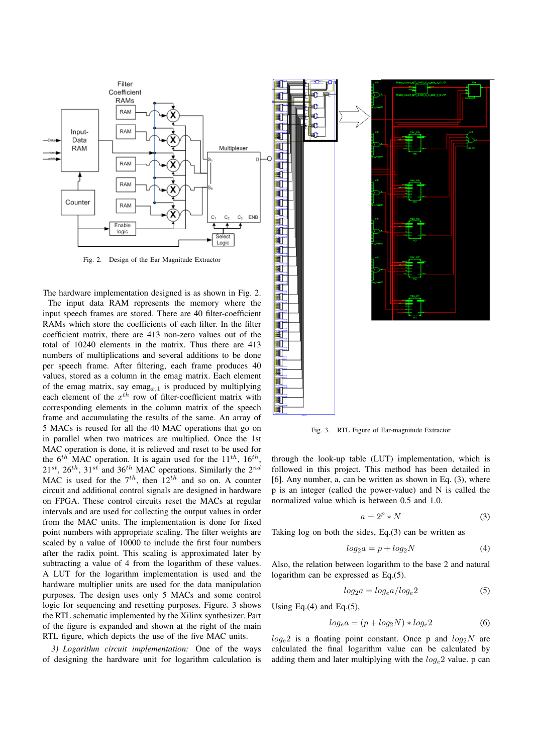Fig. 2. Design of the Ear Magnitude Extractor

Fig. 3. RTL Figure of Ear-magnitude Extractor

The hardware implementation designed is as shown in Fig. 2. The input data RAM represents the memory where the input speech frames are stored. There are 40 filter-coefficient RAMs which store the coefficients of each filter. In the filter coefficient matrix, there are 413 non-zero values out of the total of 10240 elements in the matrix. Thus there are 413 numbers of multiplications and several additions to be done per speech frame. After filtering, each frame produces 40 values, stored as a column in the emag matrix. Each element of the emag matrix, say $emag_{x,1}$ is produced by multiplying each element of the $x^{th}$ row of filter-coefficient matrix with corresponding elements in the column matrix of the speech frame and accumulating the results of the same. An array of 5 MACs is reused for all the 40 MAC operations that go on in parallel when two matrices are multiplied. Once the 1st MAC operation is done, it is relieved and reset to be used for the $6^{th}$ MAC operation. It is again used for the $11^{th}$, $16^{th}$, $21^{st}$, $26^{th}$, $31^{st}$ and $36^{th}$ MAC operations. Similarly the $2^{nd}$ MAC is used for the $7^{th}$, then $12^{th}$ and so on. A counter circuit and additional control signals are designed in hardware on FPGA. These control circuits reset the MACs at regular intervals and are used for collecting the output values in order from the MAC units. The implementation is done for fixed point numbers with appropriate scaling. The filter weights are scaled by a value of 10000 to include the first four numbers after the radix point. This scaling is approximated later by subtracting a value of 4 from the logarithm of these values. A LUT for the logarithm implementation is used and the hardware multiplier units are used for the data manipulation purposes. The design uses only 5 MACs and some control logic for sequencing and resetting purposes. Figure. 3 shows the RTL schematic implemented by the Xilinx synthesizer. Part of the figure is expanded and shown at the right of the main RTL figure, which depicts the use of the five MAC units.

*3) Logarithm circuit implementation:* One of the ways of designing the hardware unit for logarithm calculation is through the look-up table (LUT) implementation, which is followed in this project. This method has been detailed in [6]. Any number, a, can be written as shown in Eq. (3), where p is an integer (called the power-value) and N is called the normalized value which is between 0.5 and 1.0.

$$a = 2^p * N \tag{3}$$

Taking log on both the sides, Eq.(3) can be written as

$$log_2 a = p + log_2 N \tag{4}$$

Also, the relation between logarithm to the base 2 and natural logarithm can be expressed as Eq.(5).

$$log_2 a = log_e a / log_e 2 \tag{5}$$

Using Eq.(4) and Eq.(5),

$$log_e a = (p + log_2 N) * log_e 2 \tag{6}$$

$log_e 2$ is a floating point constant. Once p and $log_2 N$ are calculated the final logarithm value can be calculated by adding them and later multiplying with the $log_e 2$ value. p can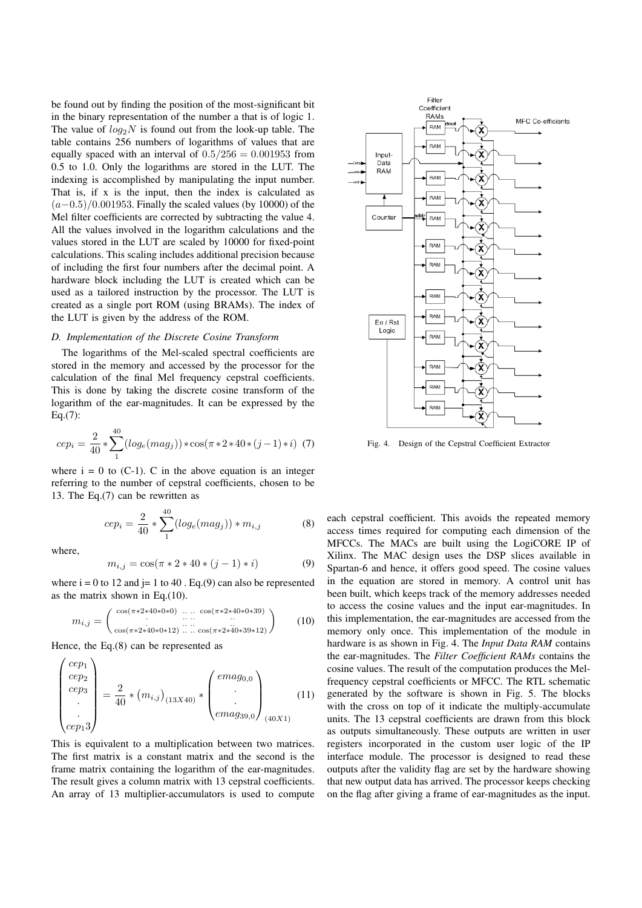be found out by finding the position of the most-significant bit in the binary representation of the number a that is of logic 1. The value of $log_2 N$ is found out from the look-up table. The table contains 256 numbers of logarithms of values that are equally spaced with an interval of $0.5/256 = 0.001953$ from 0.5 to 1.0. Only the logarithms are stored in the LUT. The indexing is accomplished by manipulating the input number. That is, if x is the input, then the index is calculated as $(a-0.5)/0.001953$. Finally the scaled values (by 10000) of the Mel filter coefficients are corrected by subtracting the value 4. All the values involved in the logarithm calculations and the values stored in the LUT are scaled by 10000 for fixed-point calculations. This scaling includes additional precision because of including the first four numbers after the decimal point. A hardware block including the LUT is created which can be used as a tailored instruction by the processor. The LUT is created as a single port ROM (using BRAMs). The index of the LUT is given by the address of the ROM.

### *D. Implementation of the Discrete Cosine Transform*

The logarithms of the Mel-scaled spectral coefficients are stored in the memory and accessed by the processor for the calculation of the final Mel frequency cepstral coefficients. This is done by taking the discrete cosine transform of the logarithm of the ear-magnitudes. It can be expressed by the Eq.(7):

$$cep_i = \frac{2}{40} * \sum_{1}^{40} (log_e(mag_j)) * \cos(\pi * 2 * 40 * (j-1) * i) \quad (7)$$

where i = 0 to (C-1). C in the above equation is an integer referring to the number of cepstral coefficients, chosen to be 13. The Eq.(7) can be rewritten as

$$cep_i = \frac{2}{40} * \sum_{1}^{40} (log_e(mag_j)) * m_{i,j} \quad (8)$$

where,

$$m_{i,j} = \cos(\pi * 2 * 40 * (j-1) * i) \quad (9)$$

where i = 0 to 12 and j= 1 to 40 . Eq.(9) can also be represented as the matrix shown in Eq.(10).

$$m_{i,j} = \begin{pmatrix} \cos(\pi*2*40*0*0) & \cdots & \cos(\pi*2*40*0*39) \\ \vdots & \ddots & \vdots \\ \cos(\pi*2*40*0*12) & \cdots & \cos(\pi*2*40*39*12) \end{pmatrix} \quad (10)$$

Hence, the Eq.(8) can be represented as

$$\begin{pmatrix} cep_1 \\ cep_2 \\ cep_3 \\ . \\ . \\ cep_13 \end{pmatrix} = \frac{2}{40} * (m_{i,j})_{(13X40)} * \begin{pmatrix} emag_{0,0} \\ . \\ . \\ emag_{39,0} \end{pmatrix}_{(40X1)} \quad (11)$$

This is equivalent to a multiplication between two matrices. The first matrix is a constant matrix and the second is the frame matrix containing the logarithm of the ear-magnitudes. The result gives a column matrix with 13 cepstral coefficients. An array of 13 multiplier-accumulators is used to compute each cepstral coefficient. This avoids the repeated memory access times required for computing each dimension of the MFCCs. The MACs are built using the LogiCORE IP of Xilinx. The MAC design uses the DSP slices available in Spartan-6 and hence, it offers good speed. The cosine values in the equation are stored in memory. A control unit has been built, which keeps track of the memory addresses needed to access the cosine values and the input ear-magnitudes. In this implementation, the ear-magnitudes are accessed from the memory only once. This implementation of the module in hardware is as shown in Fig. 4. The *Input Data RAM* contains the ear-magnitudes. The *Filter Coefficient RAMs* contains the cosine values. The result of the computation produces the Mel-frequency cepstral coefficients or MFCC. The RTL schematic generated by the software is shown in Fig. 5. The blocks with the cross on top of it indicate the multiply-accumulate units. The 13 cepstral coefficients are drawn from this block as outputs simultaneously. These outputs are written in user registers incorporated in the custom user logic of the IP interface module. The processor is designed to read these outputs after the validity flag are set by the hardware showing that new output data has arrived. The processor keeps checking on the flag after giving a frame of ear-magnitudes as the input.

Fig. 4. Design of the Cepstral Coefficient Extractor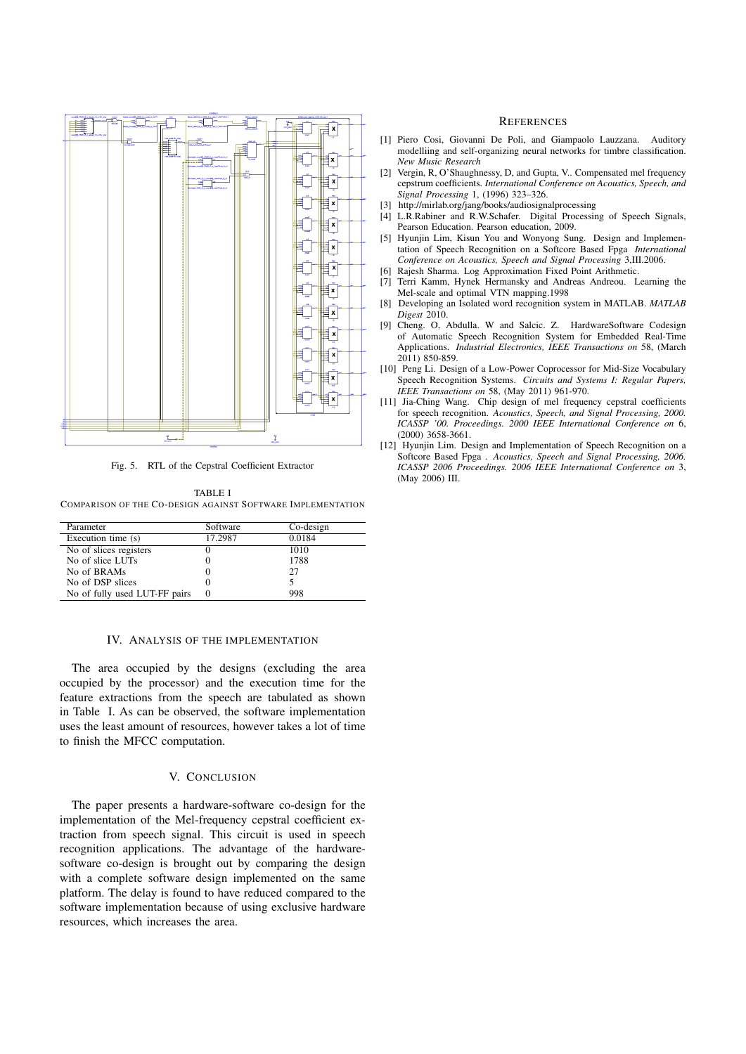Fig. 5. RTL of the Cepstral Coefficient Extractor

TABLE I
COMPARISON OF THE CO-DESIGN AGAINST SOFTWARE IMPLEMENTATION

| Parameter | Software | Co-design |
| --- | --- | --- |
| Execution time (s) | 17.2987 | 0.0184 |
| No of slices registers | 0 | 1010 |
| No of slice LUTs | 0 | 1788 |
| No of BRAMs | 0 | 27 |
| No of DSP slices | 0 | 5 |
| No of fully used LUT-FF pairs | 0 | 998 |

## IV. ANALYSIS OF THE IMPLEMENTATION

The area occupied by the designs (excluding the area occupied by the processor) and the execution time for the feature extractions from the speech are tabulated as shown in Table I. As can be observed, the software implementation uses the least amount of resources, however takes a lot of time to finish the MFCC computation.

## V. CONCLUSION

The paper presents a hardware-software co-design for the implementation of the Mel-frequency cepstral coefficient extraction from speech signal. This circuit is used in speech recognition applications. The advantage of the hardware-software co-design is brought out by comparing the design with a complete software design implemented on the same platform. The delay is found to have reduced compared to the software implementation because of using exclusive hardware resources, which increases the area.

## REFERENCES

[1] Piero Cosi, Giovanni De Poli, and Giampaolo Lauzzana. Auditory modelliing and self-organizing neural networks for timbre classification. *New Music Research*

[2] Vergin, R, O'Shaughnessy, D, and Gupta, V.. Compensated mel frequency cepstrum coefficients. *International Conference on Acoustics, Speech, and Signal Processing* 1, (1996) 323–326.

[3] http://mirlab.org/jang/books/audiosignalprocessing

[4] L.R.Rabiner and R.W.Schafer. Digital Processing of Speech Signals, Pearson Education. Pearson education, 2009.

[5] Hyunjin Lim, Kisun You and Wonyong Sung. Design and Implementation of Speech Recognition on a Softcore Based Fpga *International Conference on Acoustics, Speech and Signal Processing* 3,III.2006.

[6] Rajesh Sharma. Log Approximation Fixed Point Arithmetic.

[7] Terri Kamm, Hynek Hermansky and Andreas Andreou. Learning the Mel-scale and optimal VTN mapping.1998

[8] Developing an Isolated word recognition system in MATLAB. *MATLAB Digest* 2010.

[9] Cheng. O, Abdulla. W and Salcic. Z. HardwareSoftware Codesign of Automatic Speech Recognition System for Embedded Real-Time Applications. *Industrial Electronics, IEEE Transactions on* 58, (March 2011) 850-859.

[10] Peng Li. Design of a Low-Power Coprocessor for Mid-Size Vocabulary Speech Recognition Systems. *Circuits and Systems I: Regular Papers, IEEE Transactions on* 58, (May 2011) 961-970.

[11] Jia-Ching Wang. Chip design of mel frequency cepstral coefficients for speech recognition. *Acoustics, Speech, and Signal Processing, 2000. ICASSP '00. Proceedings. 2000 IEEE International Conference on* 6, (2000) 3658-3661.

[12] Hyunjin Lim. Design and Implementation of Speech Recognition on a Softcore Based Fpga . *Acoustics, Speech and Signal Processing, 2006. ICASSP 2006 Proceedings. 2006 IEEE International Conference on* 3, (May 2006) III.